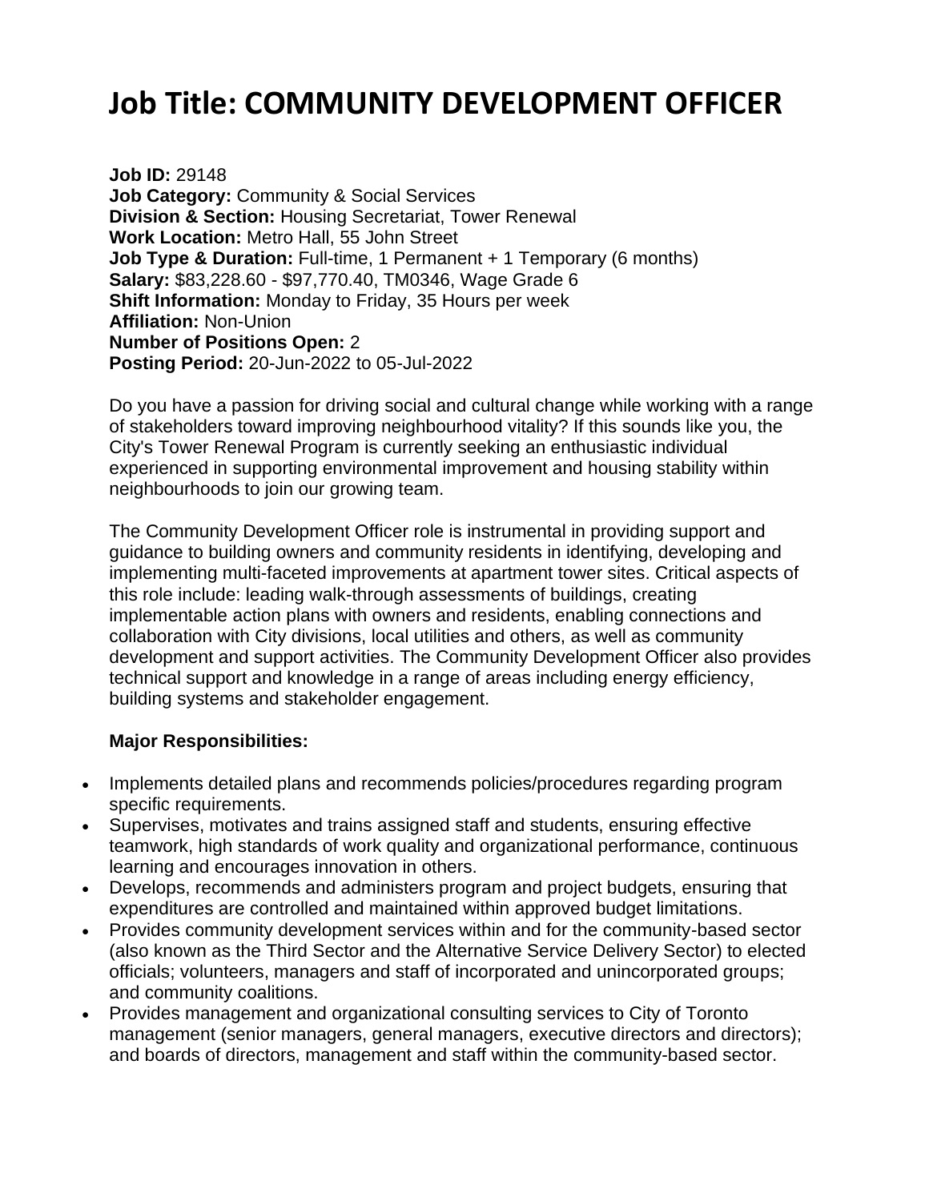# Job Title: COMMUNITY DEVELOPMENT OFFICER

**Job ID:** 29148
**Job Category:** Community & Social Services
**Division & Section:** Housing Secretariat, Tower Renewal
**Work Location:** Metro Hall, 55 John Street
**Job Type & Duration:** Full-time, 1 Permanent + 1 Temporary (6 months)
**Salary:** $83,228.60 - $97,770.40, TM0346, Wage Grade 6
**Shift Information:** Monday to Friday, 35 Hours per week
**Affiliation:** Non-Union
**Number of Positions Open:** 2
**Posting Period:** 20-Jun-2022 to 05-Jul-2022

Do you have a passion for driving social and cultural change while working with a range of stakeholders toward improving neighbourhood vitality? If this sounds like you, the City's Tower Renewal Program is currently seeking an enthusiastic individual experienced in supporting environmental improvement and housing stability within neighbourhoods to join our growing team.

The Community Development Officer role is instrumental in providing support and guidance to building owners and community residents in identifying, developing and implementing multi-faceted improvements at apartment tower sites. Critical aspects of this role include: leading walk-through assessments of buildings, creating implementable action plans with owners and residents, enabling connections and collaboration with City divisions, local utilities and others, as well as community development and support activities. The Community Development Officer also provides technical support and knowledge in a range of areas including energy efficiency, building systems and stakeholder engagement.

**Major Responsibilities:**

- Implements detailed plans and recommends policies/procedures regarding program specific requirements.
- Supervises, motivates and trains assigned staff and students, ensuring effective teamwork, high standards of work quality and organizational performance, continuous learning and encourages innovation in others.
- Develops, recommends and administers program and project budgets, ensuring that expenditures are controlled and maintained within approved budget limitations.
- Provides community development services within and for the community-based sector (also known as the Third Sector and the Alternative Service Delivery Sector) to elected officials; volunteers, managers and staff of incorporated and unincorporated groups; and community coalitions.
- Provides management and organizational consulting services to City of Toronto management (senior managers, general managers, executive directors and directors); and boards of directors, management and staff within the community-based sector.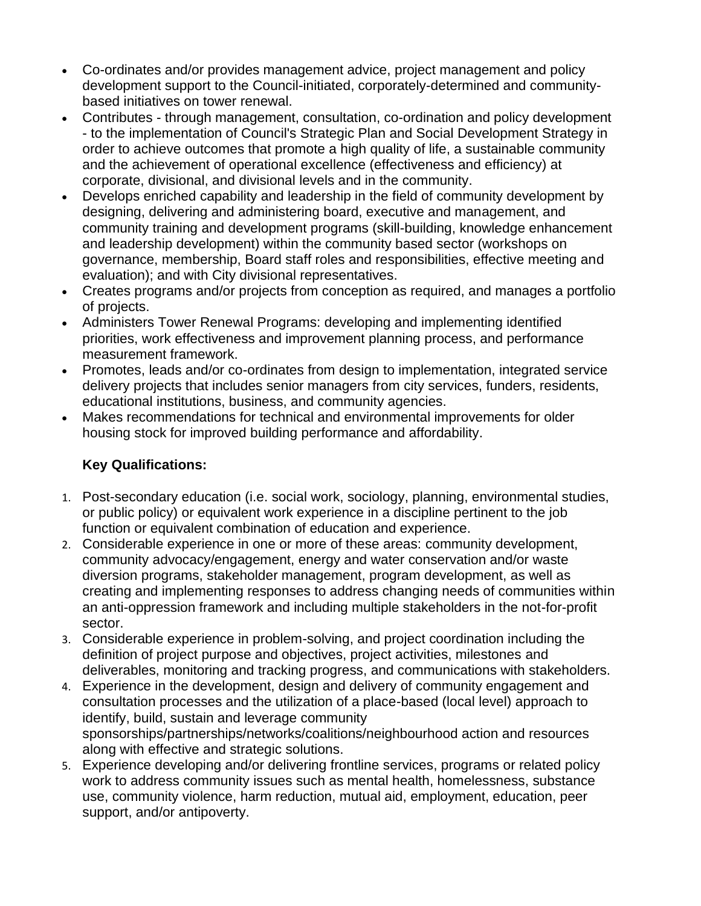- Co-ordinates and/or provides management advice, project management and policy development support to the Council-initiated, corporately-determined and community-based initiatives on tower renewal.
- Contributes - through management, consultation, co-ordination and policy development - to the implementation of Council's Strategic Plan and Social Development Strategy in order to achieve outcomes that promote a high quality of life, a sustainable community and the achievement of operational excellence (effectiveness and efficiency) at corporate, divisional, and divisional levels and in the community.
- Develops enriched capability and leadership in the field of community development by designing, delivering and administering board, executive and management, and community training and development programs (skill-building, knowledge enhancement and leadership development) within the community based sector (workshops on governance, membership, Board staff roles and responsibilities, effective meeting and evaluation); and with City divisional representatives.
- Creates programs and/or projects from conception as required, and manages a portfolio of projects.
- Administers Tower Renewal Programs: developing and implementing identified priorities, work effectiveness and improvement planning process, and performance measurement framework.
- Promotes, leads and/or co-ordinates from design to implementation, integrated service delivery projects that includes senior managers from city services, funders, residents, educational institutions, business, and community agencies.
- Makes recommendations for technical and environmental improvements for older housing stock for improved building performance and affordability.

**Key Qualifications:**

1. Post-secondary education (i.e. social work, sociology, planning, environmental studies, or public policy) or equivalent work experience in a discipline pertinent to the job function or equivalent combination of education and experience.
2. Considerable experience in one or more of these areas: community development, community advocacy/engagement, energy and water conservation and/or waste diversion programs, stakeholder management, program development, as well as creating and implementing responses to address changing needs of communities within an anti-oppression framework and including multiple stakeholders in the not-for-profit sector.
3. Considerable experience in problem-solving, and project coordination including the definition of project purpose and objectives, project activities, milestones and deliverables, monitoring and tracking progress, and communications with stakeholders.
4. Experience in the development, design and delivery of community engagement and consultation processes and the utilization of a place-based (local level) approach to identify, build, sustain and leverage community sponsorships/partnerships/networks/coalitions/neighbourhood action and resources along with effective and strategic solutions.
5. Experience developing and/or delivering frontline services, programs or related policy work to address community issues such as mental health, homelessness, substance use, community violence, harm reduction, mutual aid, employment, education, peer support, and/or antipoverty.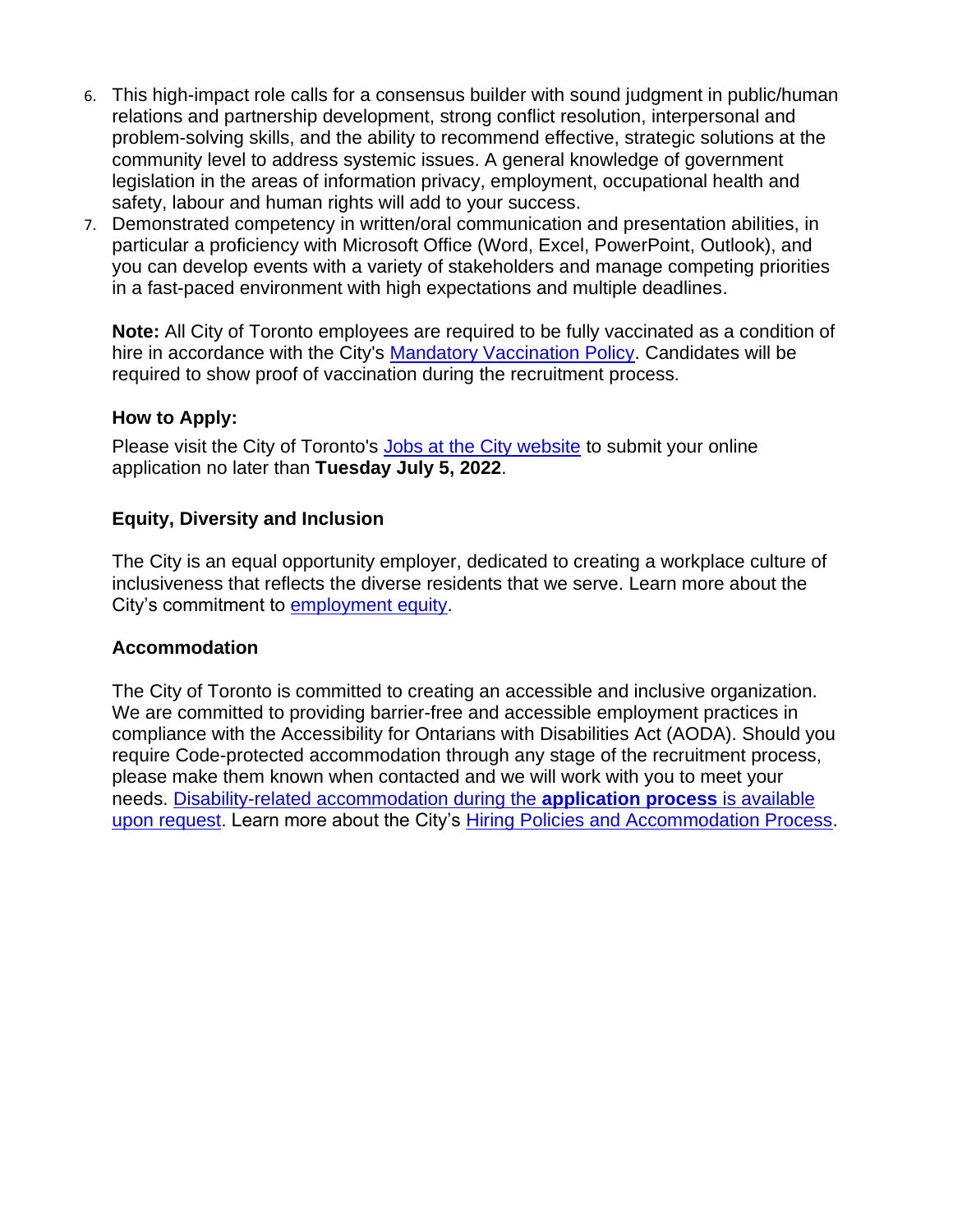6. This high-impact role calls for a consensus builder with sound judgment in public/human relations and partnership development, strong conflict resolution, interpersonal and problem-solving skills, and the ability to recommend effective, strategic solutions at the community level to address systemic issues. A general knowledge of government legislation in the areas of information privacy, employment, occupational health and safety, labour and human rights will add to your success.
7. Demonstrated competency in written/oral communication and presentation abilities, in particular a proficiency with Microsoft Office (Word, Excel, PowerPoint, Outlook), and you can develop events with a variety of stakeholders and manage competing priorities in a fast-paced environment with high expectations and multiple deadlines.

**Note:** All City of Toronto employees are required to be fully vaccinated as a condition of hire in accordance with the City's Mandatory Vaccination Policy. Candidates will be required to show proof of vaccination during the recruitment process.

**How to Apply:**

Please visit the City of Toronto's Jobs at the City website to submit your online application no later than **Tuesday July 5, 2022**.

**Equity, Diversity and Inclusion**

The City is an equal opportunity employer, dedicated to creating a workplace culture of inclusiveness that reflects the diverse residents that we serve. Learn more about the City's commitment to employment equity.

**Accommodation**

The City of Toronto is committed to creating an accessible and inclusive organization. We are committed to providing barrier-free and accessible employment practices in compliance with the Accessibility for Ontarians with Disabilities Act (AODA). Should you require Code-protected accommodation through any stage of the recruitment process, please make them known when contacted and we will work with you to meet your needs. Disability-related accommodation during the **application process** is available upon request. Learn more about the City's Hiring Policies and Accommodation Process.